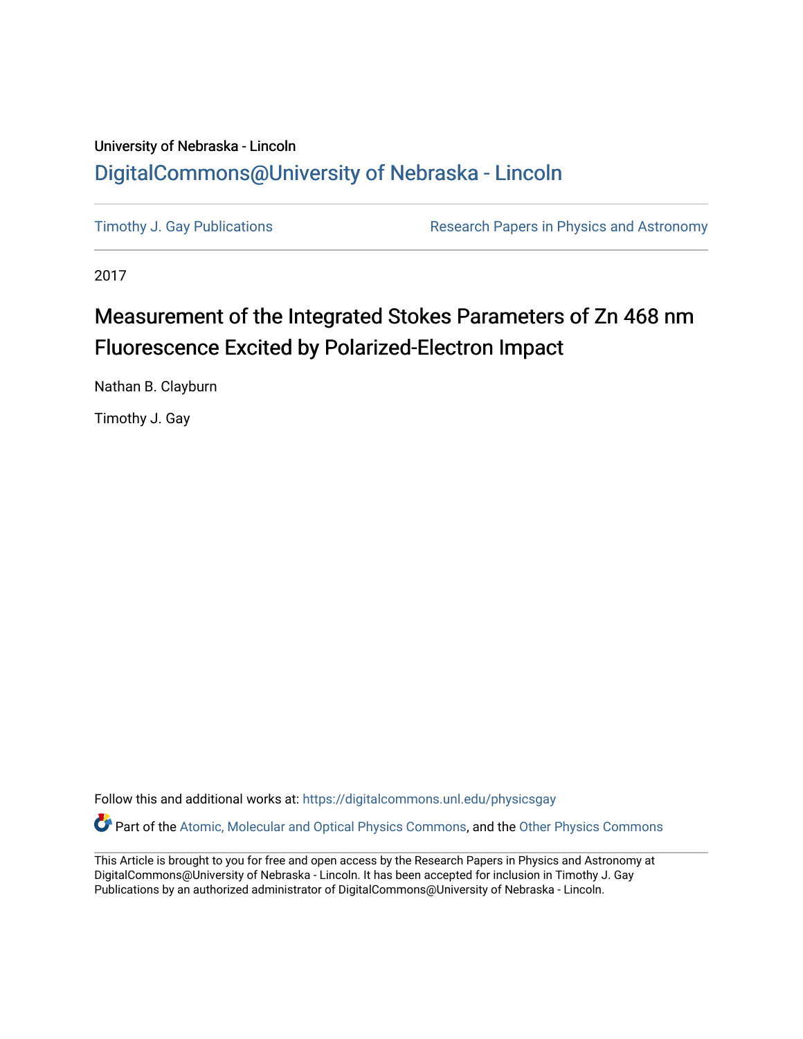University of Nebraska - Lincoln

## DigitalCommons@University of Nebraska - Lincoln

Timothy J. Gay Publications

Research Papers in Physics and Astronomy

2017

# Measurement of the Integrated Stokes Parameters of Zn 468 nm Fluorescence Excited by Polarized-Electron Impact

Nathan B. Clayburn

Timothy J. Gay

Follow this and additional works at: https://digitalcommons.unl.edu/physicsgay

Part of the Atomic, Molecular and Optical Physics Commons, and the Other Physics Commons

This Article is brought to you for free and open access by the Research Papers in Physics and Astronomy at DigitalCommons@University of Nebraska - Lincoln. It has been accepted for inclusion in Timothy J. Gay Publications by an authorized administrator of DigitalCommons@University of Nebraska - Lincoln.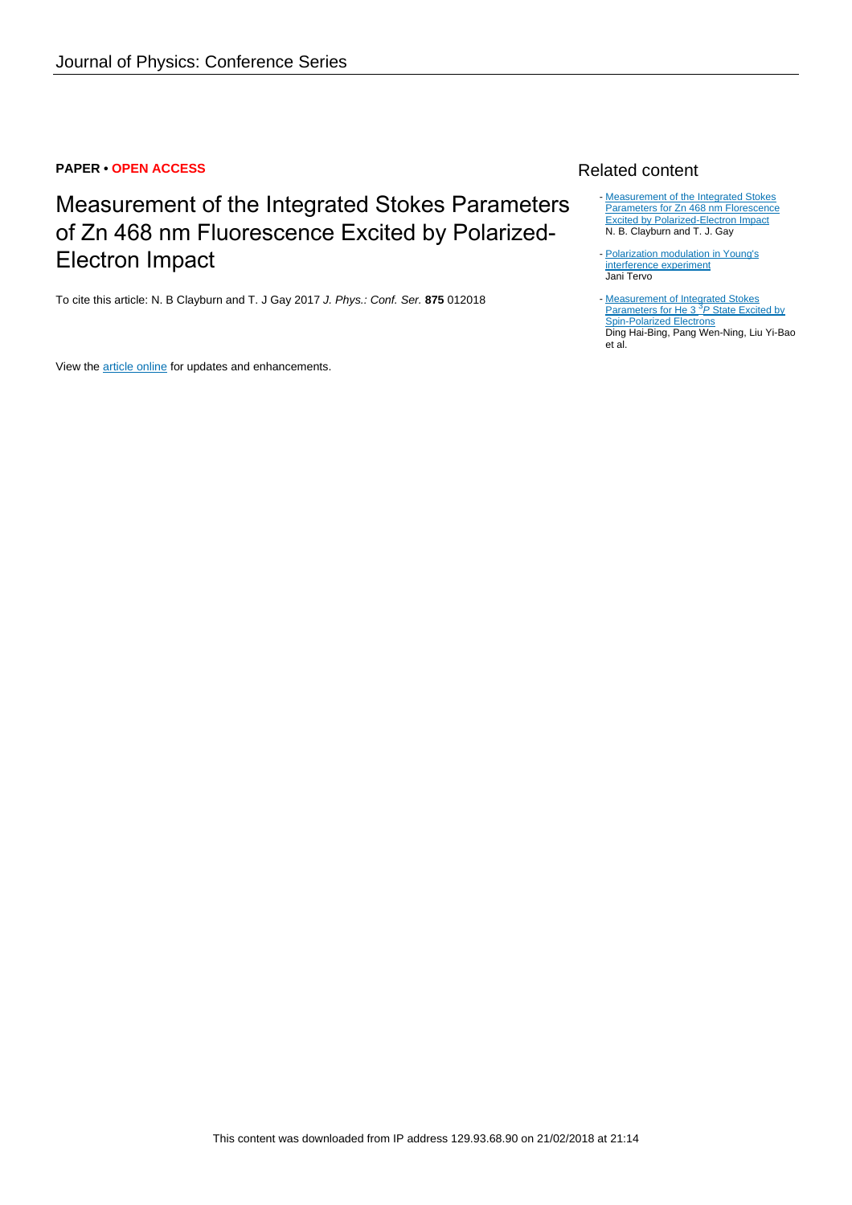**PAPER • OPEN ACCESS**

# Measurement of the Integrated Stokes Parameters of Zn 468 nm Fluorescence Excited by Polarized-Electron Impact

To cite this article: N. B Clayburn and T. J Gay 2017 *J. Phys.: Conf. Ser.* **875** 012018

View the article online for updates and enhancements.

## Related content

- Measurement of the Integrated Stokes Parameters for Zn 468 nm Florescence Excited by Polarized-Electron Impact
N. B. Clayburn and T. J. Gay

- Polarization modulation in Young's interference experiment
Jani Tervo

- Measurement of Integrated Stokes Parameters for He 3 $^3P$ State Excited by Spin-Polarized Electrons
Ding Hai-Bing, Pang Wen-Ning, Liu Yi-Bao et al.

This content was downloaded from IP address 129.93.68.90 on 21/02/2018 at 21:14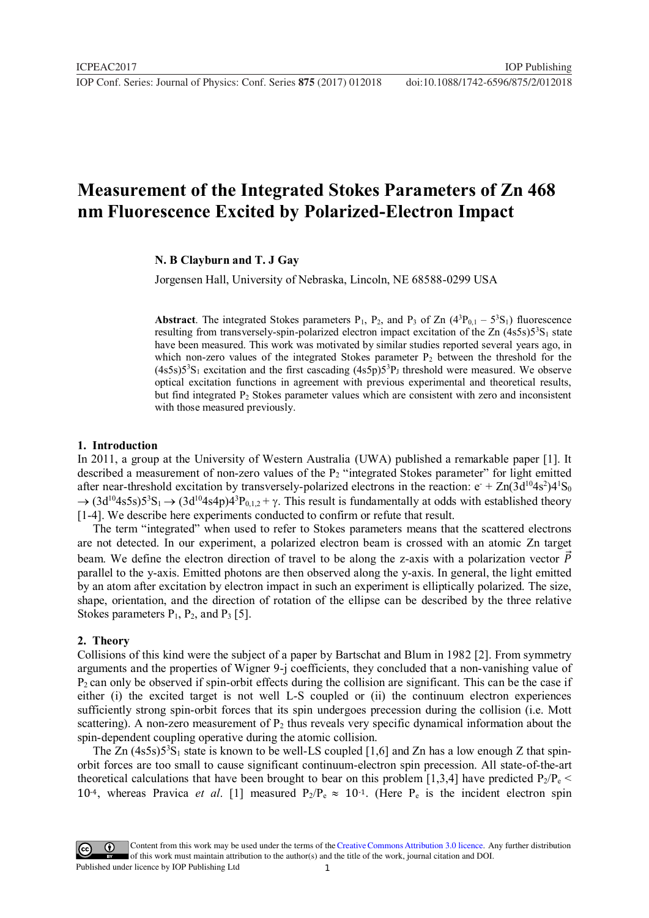# Measurement of the Integrated Stokes Parameters of Zn 468 nm Fluorescence Excited by Polarized-Electron Impact

**N. B Clayburn and T. J Gay**

Jorgensen Hall, University of Nebraska, Lincoln, NE 68588-0299 USA

**Abstract**. The integrated Stokes parameters $P_1$, $P_2$, and $P_3$ of Zn ($4^3P_{0,1} - 5^3S_1$) fluorescence resulting from transversely-spin-polarized electron impact excitation of the Zn $(4s5s)5^3S_1$ state have been measured. This work was motivated by similar studies reported several years ago, in which non-zero values of the integrated Stokes parameter $P_2$ between the threshold for the $(4s5s)5^3S_1$ excitation and the first cascading $(4s5p)5^3P_J$ threshold were measured. We observe optical excitation functions in agreement with previous experimental and theoretical results, but find integrated $P_2$ Stokes parameter values which are consistent with zero and inconsistent with those measured previously.

## 1. Introduction

In 2011, a group at the University of Western Australia (UWA) published a remarkable paper [1]. It described a measurement of non-zero values of the $P_2$ "integrated Stokes parameter" for light emitted after near-threshold excitation by transversely-polarized electrons in the reaction: $e^- + Zn(3d^{10}4s^2)4^1S_0 \rightarrow (3d^{10}4s5s)5^3S_1 \rightarrow (3d^{10}4s4p)4^3P_{0,1,2} + \gamma$. This result is fundamentally at odds with established theory [1-4]. We describe here experiments conducted to confirm or refute that result.

The term "integrated" when used to refer to Stokes parameters means that the scattered electrons are not detected. In our experiment, a polarized electron beam is crossed with an atomic Zn target beam. We define the electron direction of travel to be along the z-axis with a polarization vector $\vec{P}$ parallel to the y-axis. Emitted photons are then observed along the y-axis. In general, the light emitted by an atom after excitation by electron impact in such an experiment is elliptically polarized. The size, shape, orientation, and the direction of rotation of the ellipse can be described by the three relative Stokes parameters $P_1$, $P_2$, and $P_3$ [5].

## 2. Theory

Collisions of this kind were the subject of a paper by Bartschat and Blum in 1982 [2]. From symmetry arguments and the properties of Wigner 9-j coefficients, they concluded that a non-vanishing value of $P_2$ can only be observed if spin-orbit effects during the collision are significant. This can be the case if either (i) the excited target is not well L-S coupled or (ii) the continuum electron experiences sufficiently strong spin-orbit forces that its spin undergoes precession during the collision (i.e. Mott scattering). A non-zero measurement of $P_2$ thus reveals very specific dynamical information about the spin-dependent coupling operative during the atomic collision.

The Zn $(4s5s)5^3S_1$ state is known to be well-LS coupled [1,6] and Zn has a low enough Z that spin-orbit forces are too small to cause significant continuum-electron spin precession. All state-of-the-art theoretical calculations that have been brought to bear on this problem [1,3,4] have predicted $P_2/P_e < 10^{-4}$, whereas Pravica *et al*. [1] measured $P_2/P_e \approx 10^{-1}$. (Here $P_e$ is the incident electron spin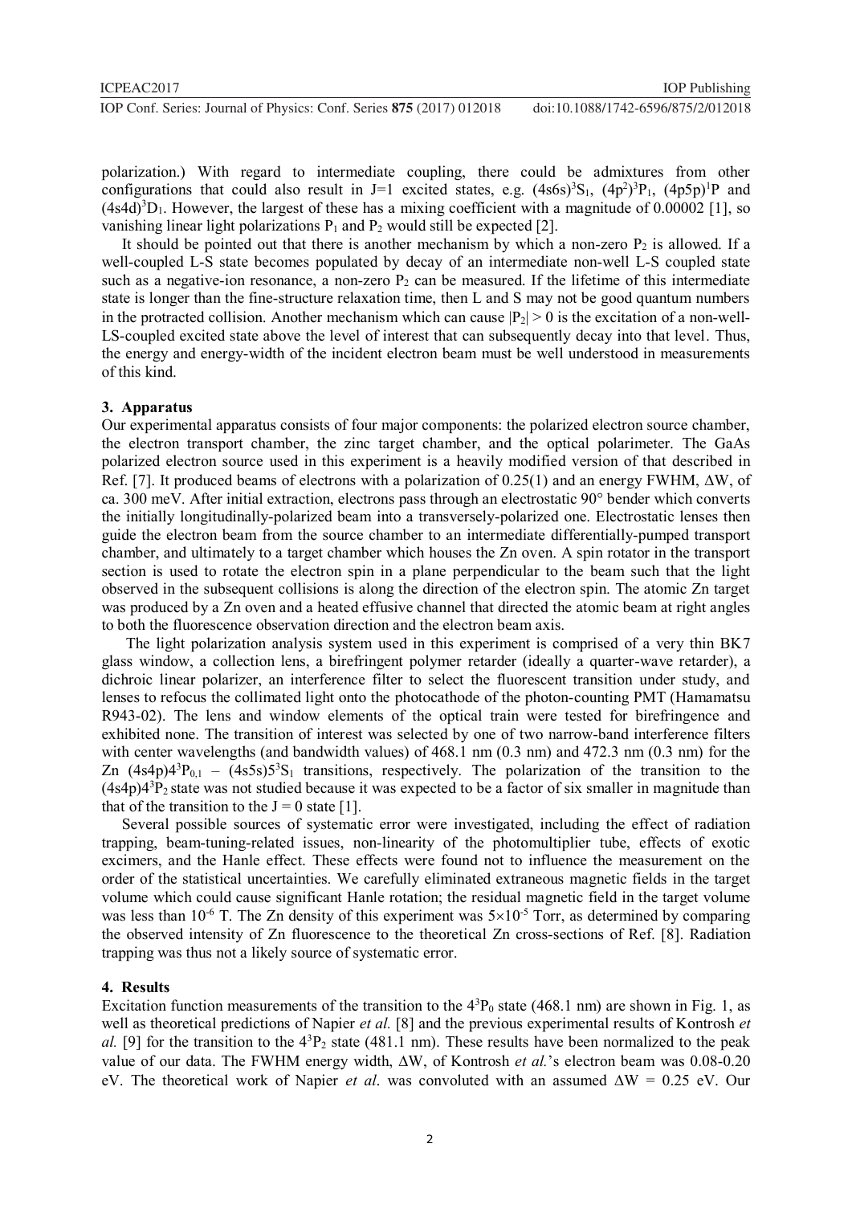polarization.) With regard to intermediate coupling, there could be admixtures from other configurations that could also result in J=1 excited states, e.g. $(4s6s)^3S_1$, $(4p^2)^3P_1$, $(4p5p)^1P$ and $(4s4d)^3D_1$. However, the largest of these has a mixing coefficient with a magnitude of 0.00002 [1], so vanishing linear light polarizations $P_1$ and $P_2$ would still be expected [2].

It should be pointed out that there is another mechanism by which a non-zero $P_2$ is allowed. If a well-coupled L-S state becomes populated by decay of an intermediate non-well L-S coupled state such as a negative-ion resonance, a non-zero $P_2$ can be measured. If the lifetime of this intermediate state is longer than the fine-structure relaxation time, then L and S may not be good quantum numbers in the protracted collision. Another mechanism which can cause $|P_2| > 0$ is the excitation of a non-well-LS-coupled excited state above the level of interest that can subsequently decay into that level. Thus, the energy and energy-width of the incident electron beam must be well understood in measurements of this kind.

## 3. Apparatus

Our experimental apparatus consists of four major components: the polarized electron source chamber, the electron transport chamber, the zinc target chamber, and the optical polarimeter. The GaAs polarized electron source used in this experiment is a heavily modified version of that described in Ref. [7]. It produced beams of electrons with a polarization of 0.25(1) and an energy FWHM, $\Delta W$, of ca. 300 meV. After initial extraction, electrons pass through an electrostatic 90° bender which converts the initially longitudinally-polarized beam into a transversely-polarized one. Electrostatic lenses then guide the electron beam from the source chamber to an intermediate differentially-pumped transport chamber, and ultimately to a target chamber which houses the Zn oven. A spin rotator in the transport section is used to rotate the electron spin in a plane perpendicular to the beam such that the light observed in the subsequent collisions is along the direction of the electron spin. The atomic Zn target was produced by a Zn oven and a heated effusive channel that directed the atomic beam at right angles to both the fluorescence observation direction and the electron beam axis.

The light polarization analysis system used in this experiment is comprised of a very thin BK7 glass window, a collection lens, a birefringent polymer retarder (ideally a quarter-wave retarder), a dichroic linear polarizer, an interference filter to select the fluorescent transition under study, and lenses to refocus the collimated light onto the photocathode of the photon-counting PMT (Hamamatsu R943-02). The lens and window elements of the optical train were tested for birefringence and exhibited none. The transition of interest was selected by one of two narrow-band interference filters with center wavelengths (and bandwidth values) of 468.1 nm (0.3 nm) and 472.3 nm (0.3 nm) for the Zn $(4s4p)4^3P_{0,1}$ – $(4s5s)5^3S_1$ transitions, respectively. The polarization of the transition to the $(4s4p)4^3P_2$ state was not studied because it was expected to be a factor of six smaller in magnitude than that of the transition to the $J = 0$ state [1].

Several possible sources of systematic error were investigated, including the effect of radiation trapping, beam-tuning-related issues, non-linearity of the photomultiplier tube, effects of exotic excimers, and the Hanle effect. These effects were found not to influence the measurement on the order of the statistical uncertainties. We carefully eliminated extraneous magnetic fields in the target volume which could cause significant Hanle rotation; the residual magnetic field in the target volume was less than $10^{-6}$ T. The Zn density of this experiment was $5\times10^{-5}$ Torr, as determined by comparing the observed intensity of Zn fluorescence to the theoretical Zn cross-sections of Ref. [8]. Radiation trapping was thus not a likely source of systematic error.

## 4. Results

Excitation function measurements of the transition to the $4^3P_0$ state (468.1 nm) are shown in Fig. 1, as well as theoretical predictions of Napier *et al.* [8] and the previous experimental results of Kontrosh *et al.* [9] for the transition to the $4^3P_2$ state (481.1 nm). These results have been normalized to the peak value of our data. The FWHM energy width, $\Delta W$, of Kontrosh *et al.*'s electron beam was 0.08-0.20 eV. The theoretical work of Napier *et al.* was convoluted with an assumed $\Delta W = 0.25$ eV. Our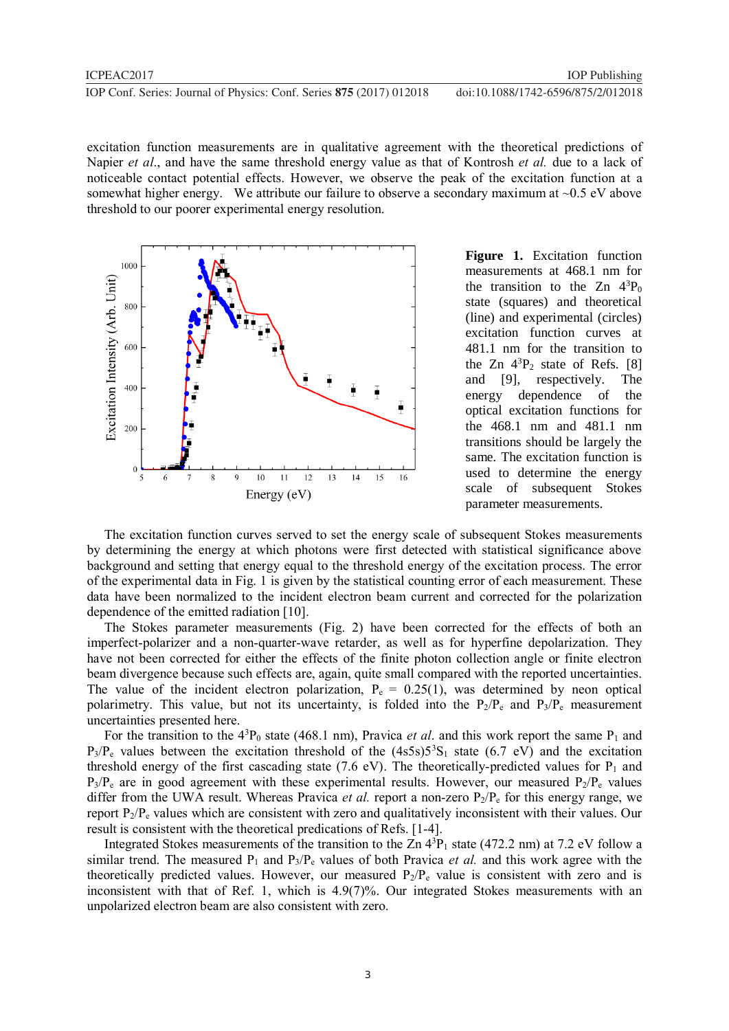excitation function measurements are in qualitative agreement with the theoretical predictions of Napier *et al*., and have the same threshold energy value as that of Kontrosh *et al.* due to a lack of noticeable contact potential effects. However, we observe the peak of the excitation function at a somewhat higher energy. We attribute our failure to observe a secondary maximum at ~0.5 eV above threshold to our poorer experimental energy resolution.

**Figure 1.** Excitation function measurements at 468.1 nm for the transition to the Zn $4^3P_0$ state (squares) and theoretical (line) and experimental (circles) excitation function curves at 481.1 nm for the transition to the Zn $4^3P_2$ state of Refs. [8] and [9], respectively. The energy dependence of the optical excitation functions for the 468.1 nm and 481.1 nm transitions should be largely the same. The excitation function is used to determine the energy scale of subsequent Stokes parameter measurements.

The excitation function curves served to set the energy scale of subsequent Stokes measurements by determining the energy at which photons were first detected with statistical significance above background and setting that energy equal to the threshold energy of the excitation process. The error of the experimental data in Fig. 1 is given by the statistical counting error of each measurement. These data have been normalized to the incident electron beam current and corrected for the polarization dependence of the emitted radiation [10].

The Stokes parameter measurements (Fig. 2) have been corrected for the effects of both an imperfect-polarizer and a non-quarter-wave retarder, as well as for hyperfine depolarization. They have not been corrected for either the effects of the finite photon collection angle or finite electron beam divergence because such effects are, again, quite small compared with the reported uncertainties. The value of the incident electron polarization, $P_e$ = 0.25(1), was determined by neon optical polarimetry. This value, but not its uncertainty, is folded into the $P_2/P_e$ and $P_3/P_e$ measurement uncertainties presented here.

For the transition to the $4^3P_0$ state (468.1 nm), Pravica *et al*. and this work report the same $P_1$ and $P_3/P_e$ values between the excitation threshold of the $(4s5s)5^3S_1$ state (6.7 eV) and the excitation threshold energy of the first cascading state (7.6 eV). The theoretically-predicted values for $P_1$ and $P_3/P_e$ are in good agreement with these experimental results. However, our measured $P_2/P_e$ values differ from the UWA result. Whereas Pravica *et al.* report a non-zero $P_2/P_e$ for this energy range, we report $P_2/P_e$ values which are consistent with zero and qualitatively inconsistent with their values. Our result is consistent with the theoretical predications of Refs. [1-4].

Integrated Stokes measurements of the transition to the Zn $4^3P_1$ state (472.2 nm) at 7.2 eV follow a similar trend. The measured $P_1$ and $P_3/P_e$ values of both Pravica *et al.* and this work agree with the theoretically predicted values. However, our measured $P_2/P_e$ value is consistent with zero and is inconsistent with that of Ref. 1, which is 4.9(7)%. Our integrated Stokes measurements with an unpolarized electron beam are also consistent with zero.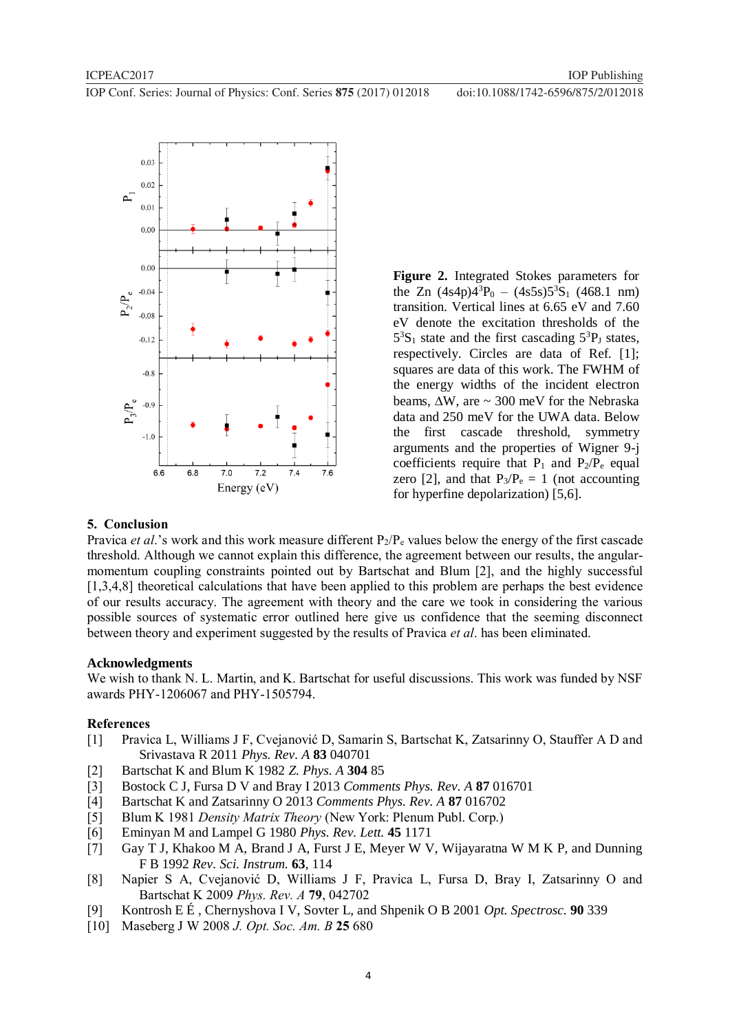$P_1$

0.03
0.02
0.01
0.00

$P_2/P_e$

0.00
-0.04
-0.08
-0.12

$P_3/P_e$

-0.8
-0.9
-1.0

6.6 6.8 7.0 7.2 7.4 7.6

Energy (eV)

**Figure 2.** Integrated Stokes parameters for the Zn $(4s4p)4^3P_0$ – $(4s5s)5^3S_1$ (468.1 nm) transition. Vertical lines at 6.65 eV and 7.60 eV denote the excitation thresholds of the $5^3S_1$ state and the first cascading $5^3P_J$ states, respectively. Circles are data of Ref. [1]; squares are data of this work. The FWHM of the energy widths of the incident electron beams, ΔW, are ~ 300 meV for the Nebraska data and 250 meV for the UWA data. Below the first cascade threshold, symmetry arguments and the properties of Wigner 9-j coefficients require that $P_1$ and $P_2/P_e$ equal zero [2], and that $P_3/P_e$ = 1 (not accounting for hyperfine depolarization) [5,6].

## 5. Conclusion

Pravica *et al*.'s work and this work measure different $P_2/P_e$ values below the energy of the first cascade threshold. Although we cannot explain this difference, the agreement between our results, the angular-momentum coupling constraints pointed out by Bartschat and Blum [2], and the highly successful [1,3,4,8] theoretical calculations that have been applied to this problem are perhaps the best evidence of our results accuracy. The agreement with theory and the care we took in considering the various possible sources of systematic error outlined here give us confidence that the seeming disconnect between theory and experiment suggested by the results of Pravica *et al*. has been eliminated.

### Acknowledgments

We wish to thank N. L. Martin, and K. Bartschat for useful discussions. This work was funded by NSF awards PHY-1206067 and PHY-1505794.

### References

[1] Pravica L, Williams J F, Cvejanović D, Samarin S, Bartschat K, Zatsarinny O, Stauffer A D and Srivastava R 2011 *Phys. Rev. A* **83** 040701

[2] Bartschat K and Blum K 1982 *Z. Phys. A* **304** 85

[3] Bostock C J, Fursa D V and Bray I 2013 *Comments Phys. Rev. A* **87** 016701

[4] Bartschat K and Zatsarinny O 2013 *Comments Phys. Rev. A* **87** 016702

[5] Blum K 1981 *Density Matrix Theory* (New York: Plenum Publ. Corp.)

[6] Eminyan M and Lampel G 1980 *Phys. Rev. Lett.* **45** 1171

[7] Gay T J, Khakoo M A, Brand J A, Furst J E, Meyer W V, Wijayaratna W M K P, and Dunning F B 1992 *Rev. Sci. Instrum.* **63**, 114

[8] Napier S A, Cvejanović D, Williams J F, Pravica L, Fursa D, Bray I, Zatsarinny O and Bartschat K 2009 *Phys. Rev. A* **79**, 042702

[9] Kontrosh E É , Chernyshova I V, Sovter L, and Shpenik O B 2001 *Opt. Spectrosc.* **90** 339

[10] Maseberg J W 2008 *J. Opt. Soc. Am. B* **25** 680